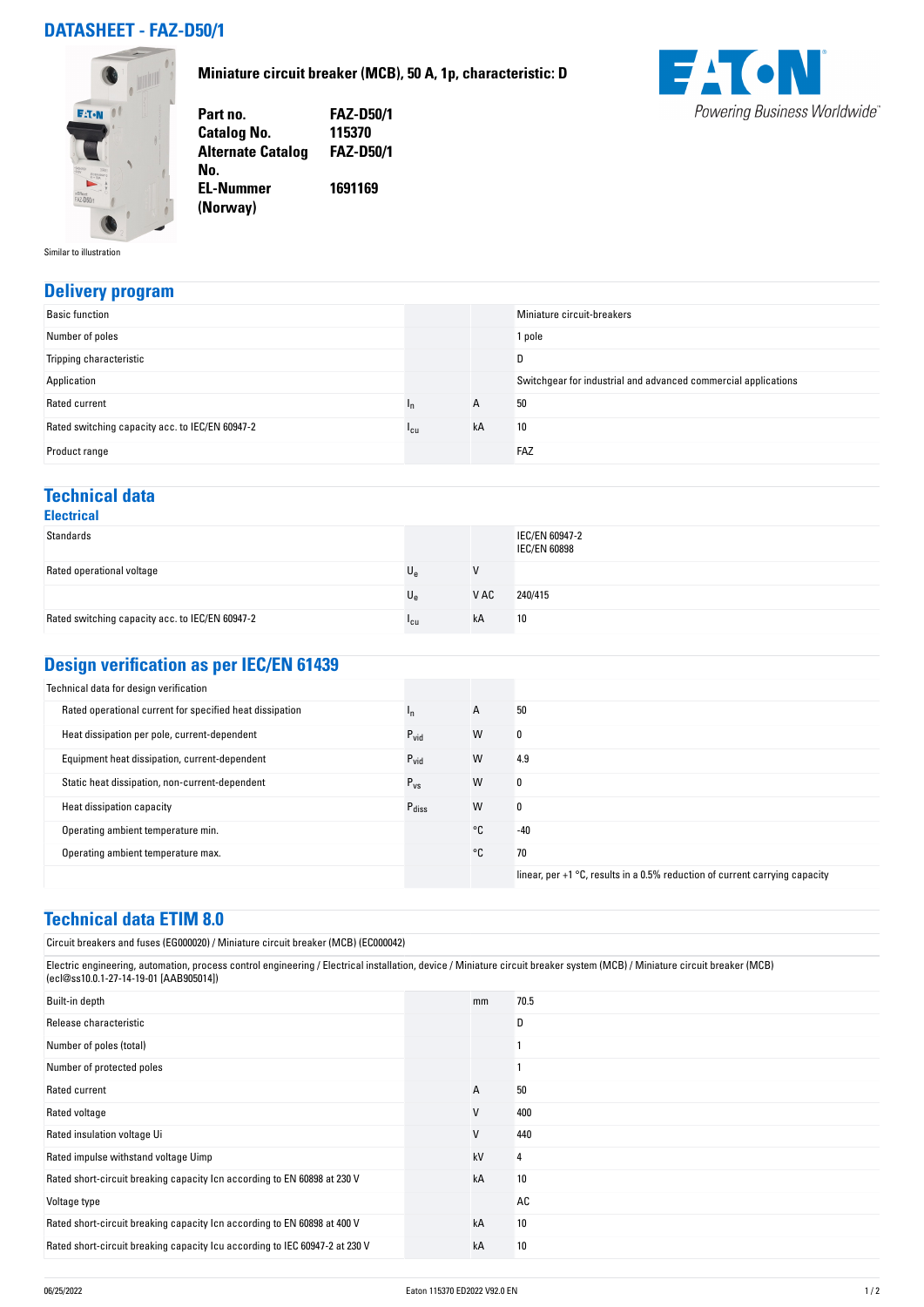# DATASHEET - FAZ-D50/1

**Miniature circuit breaker (MCB), 50 A, 1p, characteristic: D**

| | |
|---|---|
| **Part no.** | **FAZ-D50/1** |
| **Catalog No.** | **115370** |
| **Alternate Catalog No.** | **FAZ-D50/1** |
| **EL-Nummer (Norway)** | **1691169** |

Similar to illustration

## Delivery program

| | | | |
|---|---|---|---|
| Basic function | | | Miniature circuit-breakers |
| Number of poles | | | 1 pole |
| Tripping characteristic | | | D |
| Application | | | Switchgear for industrial and advanced commercial applications |
| Rated current | $I_n$ | A | 50 |
| Rated switching capacity acc. to IEC/EN 60947-2 | $I_{cu}$ | kA | 10 |
| Product range | | | FAZ |

## Technical data

### Electrical

| | | | |
|---|---|---|---|
| Standards | | | IEC/EN 60947-2<br>IEC/EN 60898 |
| Rated operational voltage | $U_e$ | V | |
| | $U_e$ | V AC | 240/415 |
| Rated switching capacity acc. to IEC/EN 60947-2 | $I_{cu}$ | kA | 10 |

## Design verification as per IEC/EN 61439

| | | | |
|---|---|---|---|
| Technical data for design verification | | | |
| Rated operational current for specified heat dissipation | $I_n$ | A | 50 |
| Heat dissipation per pole, current-dependent | $P_{vid}$ | W | 0 |
| Equipment heat dissipation, current-dependent | $P_{vid}$ | W | 4.9 |
| Static heat dissipation, non-current-dependent | $P_{vs}$ | W | 0 |
| Heat dissipation capacity | $P_{diss}$ | W | 0 |
| Operating ambient temperature min. | | °C | -40 |
| Operating ambient temperature max. | | °C | 70 |
| | | | linear, per +1 °C, results in a 0.5% reduction of current carrying capacity |

## Technical data ETIM 8.0

Circuit breakers and fuses (EG000020) / Miniature circuit breaker (MCB) (EC000042)

Electric engineering, automation, process control engineering / Electrical installation, device / Miniature circuit breaker system (MCB) / Miniature circuit breaker (MCB) (ecl@ss10.0.1-27-14-19-01 [AAB905014])

| | | | |
|---|---|---|---|
| Built-in depth | | mm | 70.5 |
| Release characteristic | | | D |
| Number of poles (total) | | | 1 |
| Number of protected poles | | | 1 |
| Rated current | | A | 50 |
| Rated voltage | | V | 400 |
| Rated insulation voltage Ui | | V | 440 |
| Rated impulse withstand voltage Uimp | | kV | 4 |
| Rated short-circuit breaking capacity Icn according to EN 60898 at 230 V | | kA | 10 |
| Voltage type | | | AC |
| Rated short-circuit breaking capacity Icn according to EN 60898 at 400 V | | kA | 10 |
| Rated short-circuit breaking capacity Icu according to IEC 60947-2 at 230 V | | kA | 10 |

06/25/2022 Eaton 115370 ED2022 V92.0 EN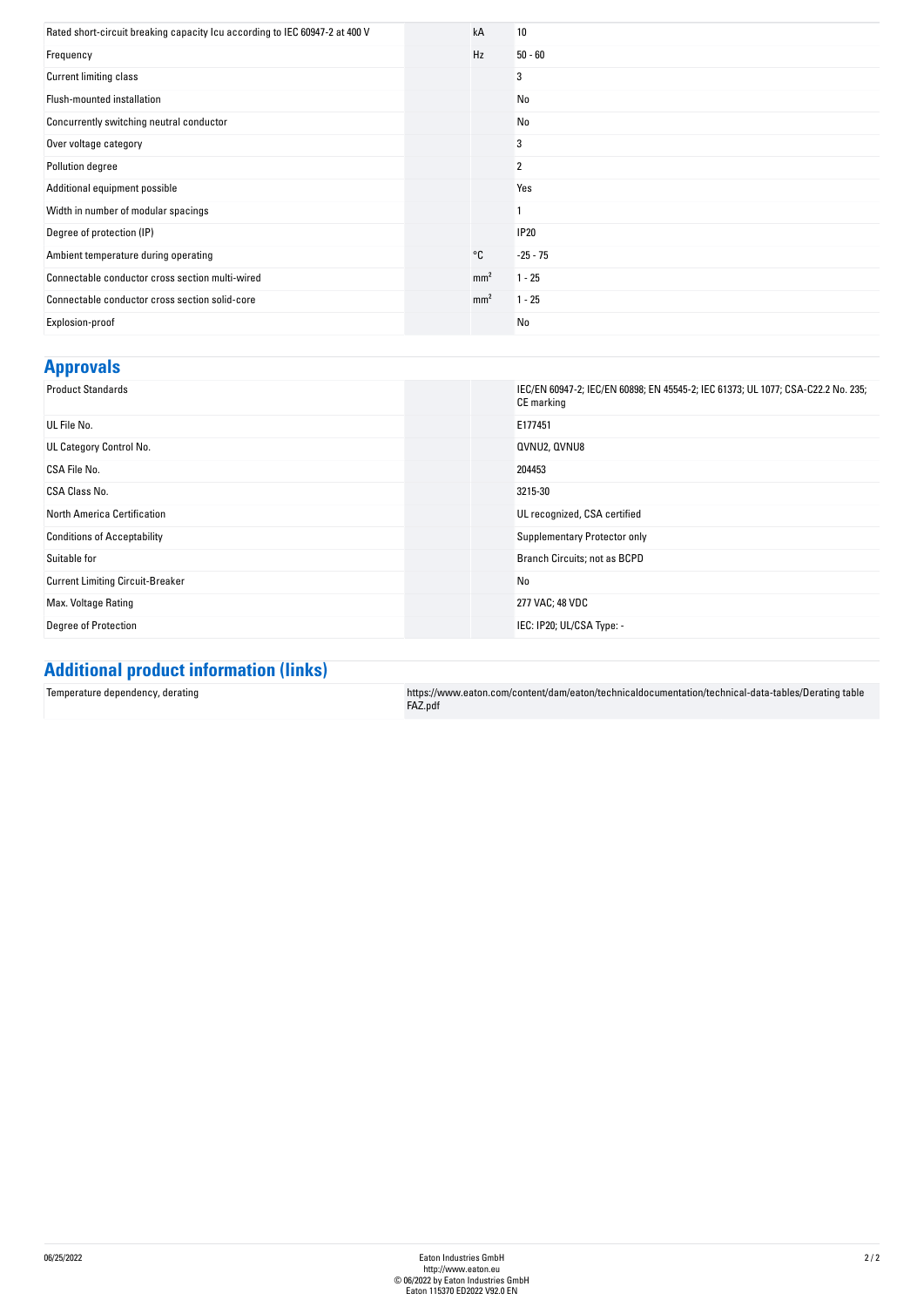| | | |
|---|---|---|
| Rated short-circuit breaking capacity Icu according to IEC 60947-2 at 400 V | kA | 10 |
| Frequency | Hz | 50 - 60 |
| Current limiting class | | 3 |
| Flush-mounted installation | | No |
| Concurrently switching neutral conductor | | No |
| Over voltage category | | 3 |
| Pollution degree | | 2 |
| Additional equipment possible | | Yes |
| Width in number of modular spacings | | 1 |
| Degree of protection (IP) | | IP20 |
| Ambient temperature during operating | °C | -25 - 75 |
| Connectable conductor cross section multi-wired | $mm^2$ | 1 - 25 |
| Connectable conductor cross section solid-core | $mm^2$ | 1 - 25 |
| Explosion-proof | | No |

## Approvals

| | |
|---|---|
| Product Standards | IEC/EN 60947-2; IEC/EN 60898; EN 45545-2; IEC 61373; UL 1077; CSA-C22.2 No. 235; CE marking |
| UL File No. | E177451 |
| UL Category Control No. | QVNU2, QVNU8 |
| CSA File No. | 204453 |
| CSA Class No. | 3215-30 |
| North America Certification | UL recognized, CSA certified |
| Conditions of Acceptability | Supplementary Protector only |
| Suitable for | Branch Circuits; not as BCPD |
| Current Limiting Circuit-Breaker | No |
| Max. Voltage Rating | 277 VAC; 48 VDC |
| Degree of Protection | IEC: IP20; UL/CSA Type: - |

## Additional product information (links)

| | |
|---|---|
| Temperature dependency, derating | https://www.eaton.com/content/dam/eaton/technicaldocumentation/technical-data-tables/Derating table FAZ.pdf |

06/25/2022

Eaton Industries GmbH
http://www.eaton.eu
© 06/2022 by Eaton Industries GmbH
Eaton 115370 ED2022 V92.0 EN